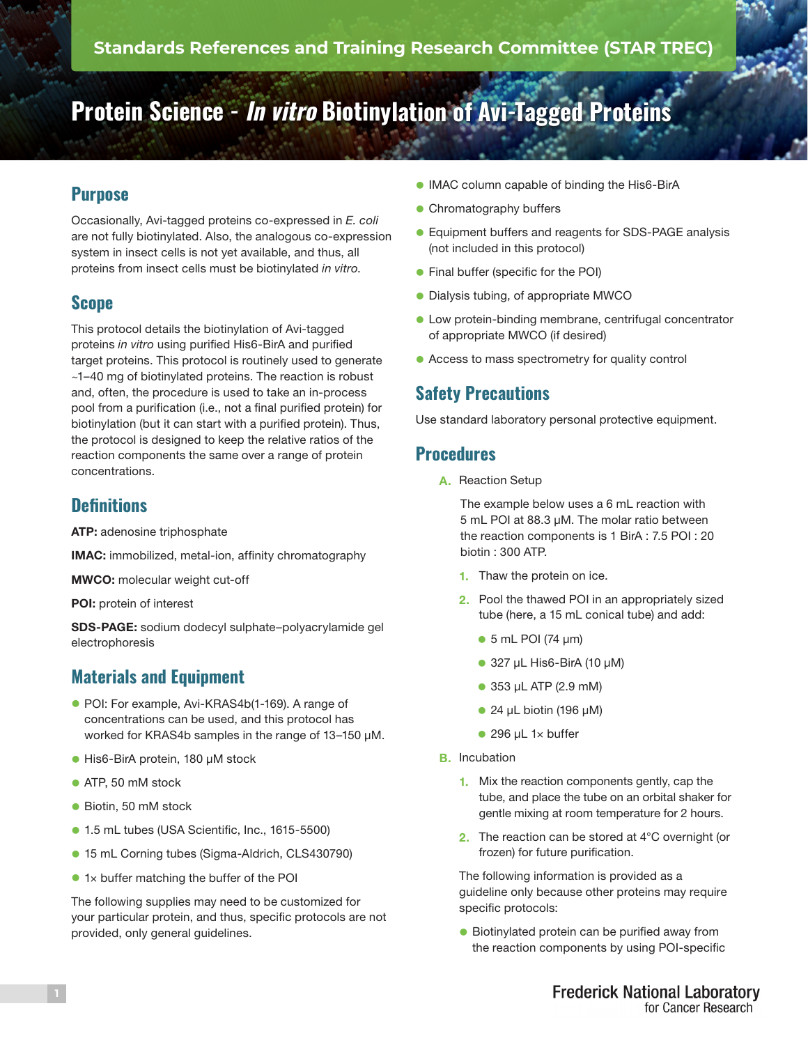Standards References and Training Research Committee (STAR TREC)

# Protein Science - *In vitro* Biotinylation of Avi-Tagged Proteins

## Purpose

Occasionally, Avi-tagged proteins co-expressed in *E. coli* are not fully biotinylated. Also, the analogous co-expression system in insect cells is not yet available, and thus, all proteins from insect cells must be biotinylated *in vitro*.

## Scope

This protocol details the biotinylation of Avi-tagged proteins *in vitro* using purified His6-BirA and purified target proteins. This protocol is routinely used to generate ~1–40 mg of biotinylated proteins. The reaction is robust and, often, the procedure is used to take an in-process pool from a purification (i.e., not a final purified protein) for biotinylation (but it can start with a purified protein). Thus, the protocol is designed to keep the relative ratios of the reaction components the same over a range of protein concentrations.

## Definitions

**ATP:** adenosine triphosphate

**IMAC:** immobilized, metal-ion, affinity chromatography

**MWCO:** molecular weight cut-off

**POI:** protein of interest

**SDS-PAGE:** sodium dodecyl sulphate–polyacrylamide gel electrophoresis

## Materials and Equipment

- POI: For example, Avi-KRAS4b(1-169). A range of concentrations can be used, and this protocol has worked for KRAS4b samples in the range of 13–150 µM.
- His6-BirA protein, 180 µM stock
- ATP, 50 mM stock
- Biotin, 50 mM stock
- 1.5 mL tubes (USA Scientific, Inc., 1615-5500)
- 15 mL Corning tubes (Sigma-Aldrich, CLS430790)
- 1× buffer matching the buffer of the POI

The following supplies may need to be customized for your particular protein, and thus, specific protocols are not provided, only general guidelines.

- IMAC column capable of binding the His6-BirA
- Chromatography buffers
- Equipment buffers and reagents for SDS-PAGE analysis (not included in this protocol)
- Final buffer (specific for the POI)
- Dialysis tubing, of appropriate MWCO
- Low protein-binding membrane, centrifugal concentrator of appropriate MWCO (if desired)
- Access to mass spectrometry for quality control

## Safety Precautions

Use standard laboratory personal protective equipment.

## Procedures

**A.** Reaction Setup

The example below uses a 6 mL reaction with 5 mL POI at 88.3 µM. The molar ratio between the reaction components is 1 BirA : 7.5 POI : 20 biotin : 300 ATP.

1. Thaw the protein on ice.
2. Pool the thawed POI in an appropriately sized tube (here, a 15 mL conical tube) and add:
   - 5 mL POI (74 µm)
   - 327 µL His6-BirA (10 µM)
   - 353 µL ATP (2.9 mM)
   - 24 µL biotin (196 µM)
   - 296 µL 1× buffer

**B.** Incubation

1. Mix the reaction components gently, cap the tube, and place the tube on an orbital shaker for gentle mixing at room temperature for 2 hours.
2. The reaction can be stored at 4°C overnight (or frozen) for future purification.

The following information is provided as a guideline only because other proteins may require specific protocols:

- Biotinylated protein can be purified away from the reaction components by using POI-specific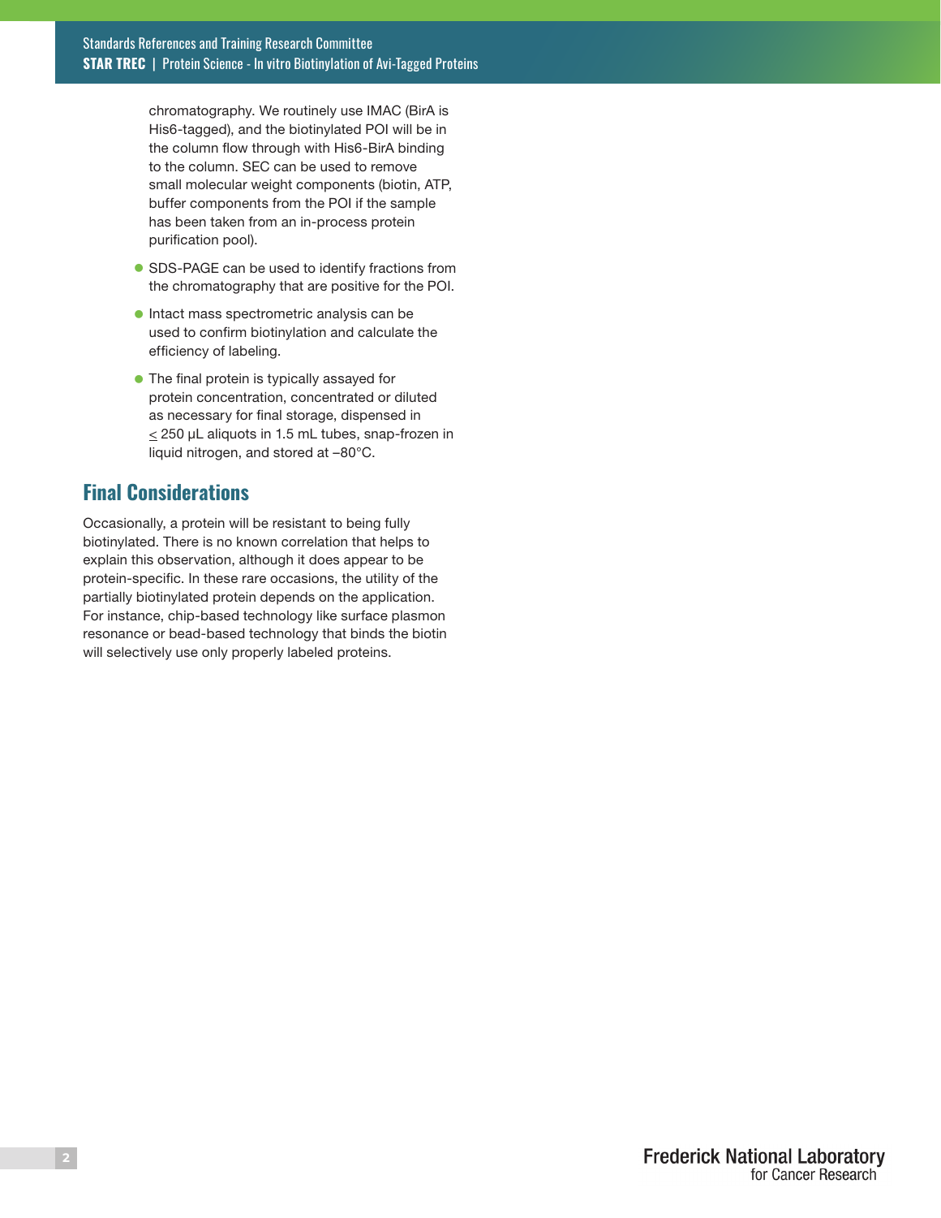chromatography. We routinely use IMAC (BirA is His6-tagged), and the biotinylated POI will be in the column flow through with His6-BirA binding to the column. SEC can be used to remove small molecular weight components (biotin, ATP, buffer components from the POI if the sample has been taken from an in-process protein purification pool).

- SDS-PAGE can be used to identify fractions from the chromatography that are positive for the POI.
- Intact mass spectrometric analysis can be used to confirm biotinylation and calculate the efficiency of labeling.
- The final protein is typically assayed for protein concentration, concentrated or diluted as necessary for final storage, dispensed in $\leq$ 250 µL aliquots in 1.5 mL tubes, snap-frozen in liquid nitrogen, and stored at –80°C.

## Final Considerations

Occasionally, a protein will be resistant to being fully biotinylated. There is no known correlation that helps to explain this observation, although it does appear to be protein-specific. In these rare occasions, the utility of the partially biotinylated protein depends on the application. For instance, chip-based technology like surface plasmon resonance or bead-based technology that binds the biotin will selectively use only properly labeled proteins.